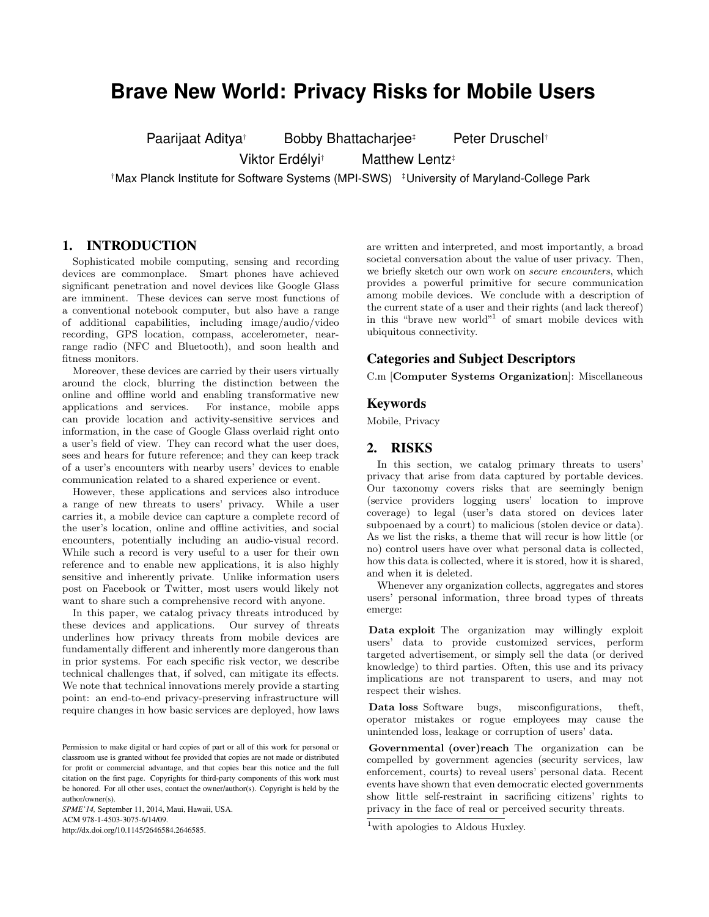# Brave New World: Privacy Risks for Mobile Users

Paarijaat Aditya† Bobby Bhattacharjee‡ Peter Druschel†
Viktor Erdélyi† Matthew Lentz‡

†Max Planck Institute for Software Systems (MPI-SWS) ‡University of Maryland-College Park

## 1. INTRODUCTION

Sophisticated mobile computing, sensing and recording devices are commonplace. Smart phones have achieved significant penetration and novel devices like Google Glass are imminent. These devices can serve most functions of a conventional notebook computer, but also have a range of additional capabilities, including image/audio/video recording, GPS location, compass, accelerometer, near-range radio (NFC and Bluetooth), and soon health and fitness monitors.

Moreover, these devices are carried by their users virtually around the clock, blurring the distinction between the online and offline world and enabling transformative new applications and services. For instance, mobile apps can provide location and activity-sensitive services and information, in the case of Google Glass overlaid right onto a user's field of view. They can record what the user does, sees and hears for future reference; and they can keep track of a user's encounters with nearby users' devices to enable communication related to a shared experience or event.

However, these applications and services also introduce a range of new threats to users' privacy. While a user carries it, a mobile device can capture a complete record of the user's location, online and offline activities, and social encounters, potentially including an audio-visual record. While such a record is very useful to a user for their own reference and to enable new applications, it is also highly sensitive and inherently private. Unlike information users post on Facebook or Twitter, most users would likely not want to share such a comprehensive record with anyone.

In this paper, we catalog privacy threats introduced by these devices and applications. Our survey of threats underlines how privacy threats from mobile devices are fundamentally different and inherently more dangerous than in prior systems. For each specific risk vector, we describe technical challenges that, if solved, can mitigate its effects. We note that technical innovations merely provide a starting point: an end-to-end privacy-preserving infrastructure will require changes in how basic services are deployed, how laws are written and interpreted, and most importantly, a broad societal conversation about the value of user privacy. Then, we briefly sketch our own work on *secure encounters*, which provides a powerful primitive for secure communication among mobile devices. We conclude with a description of the current state of a user and their rights (and lack thereof) in this "brave new world"[1] of smart mobile devices with ubiquitous connectivity.

Permission to make digital or hard copies of part or all of this work for personal or classroom use is granted without fee provided that copies are not made or distributed for profit or commercial advantage, and that copies bear this notice and the full citation on the first page. Copyrights for third-party components of this work must be honored. For all other uses, contact the owner/author(s). Copyright is held by the author/owner(s).
*SPME'14,* September 11, 2014, Maui, Hawaii, USA.
ACM 978-1-4503-3075-6/14/09.
http://dx.doi.org/10.1145/2646584.2646585.

### Categories and Subject Descriptors

C.m [**Computer Systems Organization**]: Miscellaneous

### Keywords

Mobile, Privacy

## 2. RISKS

In this section, we catalog primary threats to users' privacy that arise from data captured by portable devices. Our taxonomy covers risks that are seemingly benign (service providers logging users' location to improve coverage) to legal (user's data stored on devices later subpoenaed by a court) to malicious (stolen device or data). As we list the risks, a theme that will recur is how little (or no) control users have over what personal data is collected, how this data is collected, where it is stored, how it is shared, and when it is deleted.

Whenever any organization collects, aggregates and stores users' personal information, three broad types of threats emerge:

**Data exploit** The organization may willingly exploit users' data to provide customized services, perform targeted advertisement, or simply sell the data (or derived knowledge) to third parties. Often, this use and its privacy implications are not transparent to users, and may not respect their wishes.

**Data loss** Software bugs, misconfigurations, theft, operator mistakes or rogue employees may cause the unintended loss, leakage or corruption of users' data.

**Governmental (over)reach** The organization can be compelled by government agencies (security services, law enforcement, courts) to reveal users' personal data. Recent events have shown that even democratic elected governments show little self-restraint in sacrificing citizens' rights to privacy in the face of real or perceived security threats.

[1] with apologies to Aldous Huxley.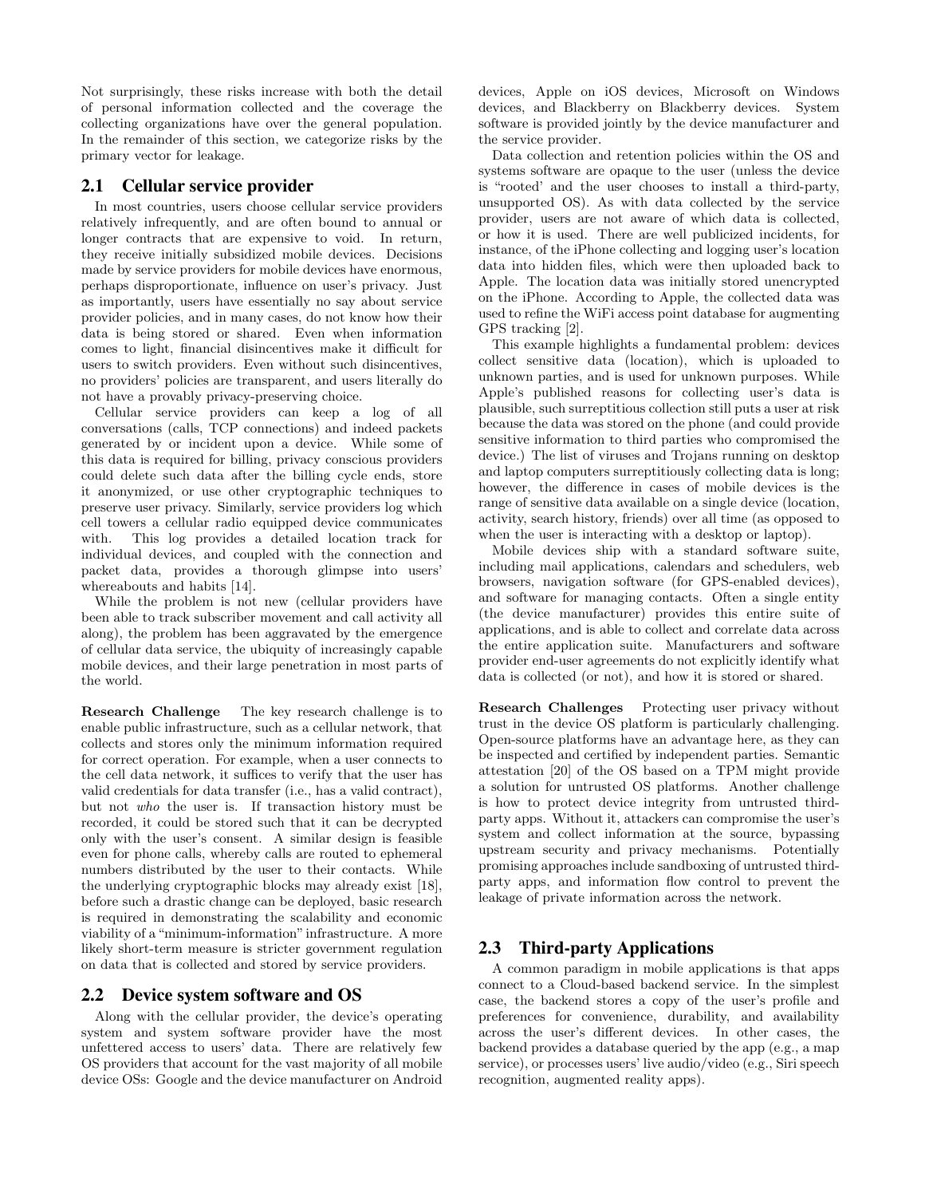Not surprisingly, these risks increase with both the detail of personal information collected and the coverage the collecting organizations have over the general population. In the remainder of this section, we categorize risks by the primary vector for leakage.

## 2.1 Cellular service provider

In most countries, users choose cellular service providers relatively infrequently, and are often bound to annual or longer contracts that are expensive to void. In return, they receive initially subsidized mobile devices. Decisions made by service providers for mobile devices have enormous, perhaps disproportionate, influence on user's privacy. Just as importantly, users have essentially no say about service provider policies, and in many cases, do not know how their data is being stored or shared. Even when information comes to light, financial disincentives make it difficult for users to switch providers. Even without such disincentives, no providers' policies are transparent, and users literally do not have a provably privacy-preserving choice.

Cellular service providers can keep a log of all conversations (calls, TCP connections) and indeed packets generated by or incident upon a device. While some of this data is required for billing, privacy conscious providers could delete such data after the billing cycle ends, store it anonymized, or use other cryptographic techniques to preserve user privacy. Similarly, service providers log which cell towers a cellular radio equipped device communicates with. This log provides a detailed location track for individual devices, and coupled with the connection and packet data, provides a thorough glimpse into users' whereabouts and habits [14].

While the problem is not new (cellular providers have been able to track subscriber movement and call activity all along), the problem has been aggravated by the emergence of cellular data service, the ubiquity of increasingly capable mobile devices, and their large penetration in most parts of the world.

**Research Challenge** The key research challenge is to enable public infrastructure, such as a cellular network, that collects and stores only the minimum information required for correct operation. For example, when a user connects to the cell data network, it suffices to verify that the user has valid credentials for data transfer (i.e., has a valid contract), but not *who* the user is. If transaction history must be recorded, it could be stored such that it can be decrypted only with the user's consent. A similar design is feasible even for phone calls, whereby calls are routed to ephemeral numbers distributed by the user to their contacts. While the underlying cryptographic blocks may already exist [18], before such a drastic change can be deployed, basic research is required in demonstrating the scalability and economic viability of a "minimum-information" infrastructure. A more likely short-term measure is stricter government regulation on data that is collected and stored by service providers.

## 2.2 Device system software and OS

Along with the cellular provider, the device's operating system and system software provider have the most unfettered access to users' data. There are relatively few OS providers that account for the vast majority of all mobile device OSs: Google and the device manufacturer on Android devices, Apple on iOS devices, Microsoft on Windows devices, and Blackberry on Blackberry devices. System software is provided jointly by the device manufacturer and the service provider.

Data collection and retention policies within the OS and systems software are opaque to the user (unless the device is "rooted' and the user chooses to install a third-party, unsupported OS). As with data collected by the service provider, users are not aware of which data is collected, or how it is used. There are well publicized incidents, for instance, of the iPhone collecting and logging user's location data into hidden files, which were then uploaded back to Apple. The location data was initially stored unencrypted on the iPhone. According to Apple, the collected data was used to refine the WiFi access point database for augmenting GPS tracking [2].

This example highlights a fundamental problem: devices collect sensitive data (location), which is uploaded to unknown parties, and is used for unknown purposes. While Apple's published reasons for collecting user's data is plausible, such surreptitious collection still puts a user at risk because the data was stored on the phone (and could provide sensitive information to third parties who compromised the device.) The list of viruses and Trojans running on desktop and laptop computers surreptitiously collecting data is long; however, the difference in cases of mobile devices is the range of sensitive data available on a single device (location, activity, search history, friends) over all time (as opposed to when the user is interacting with a desktop or laptop).

Mobile devices ship with a standard software suite, including mail applications, calendars and schedulers, web browsers, navigation software (for GPS-enabled devices), and software for managing contacts. Often a single entity (the device manufacturer) provides this entire suite of applications, and is able to collect and correlate data across the entire application suite. Manufacturers and software provider end-user agreements do not explicitly identify what data is collected (or not), and how it is stored or shared.

**Research Challenges** Protecting user privacy without trust in the device OS platform is particularly challenging. Open-source platforms have an advantage here, as they can be inspected and certified by independent parties. Semantic attestation [20] of the OS based on a TPM might provide a solution for untrusted OS platforms. Another challenge is how to protect device integrity from untrusted third-party apps. Without it, attackers can compromise the user's system and collect information at the source, bypassing upstream security and privacy mechanisms. Potentially promising approaches include sandboxing of untrusted third-party apps, and information flow control to prevent the leakage of private information across the network.

## 2.3 Third-party Applications

A common paradigm in mobile applications is that apps connect to a Cloud-based backend service. In the simplest case, the backend stores a copy of the user's profile and preferences for convenience, durability, and availability across the user's different devices. In other cases, the backend provides a database queried by the app (e.g., a map service), or processes users' live audio/video (e.g., Siri speech recognition, augmented reality apps).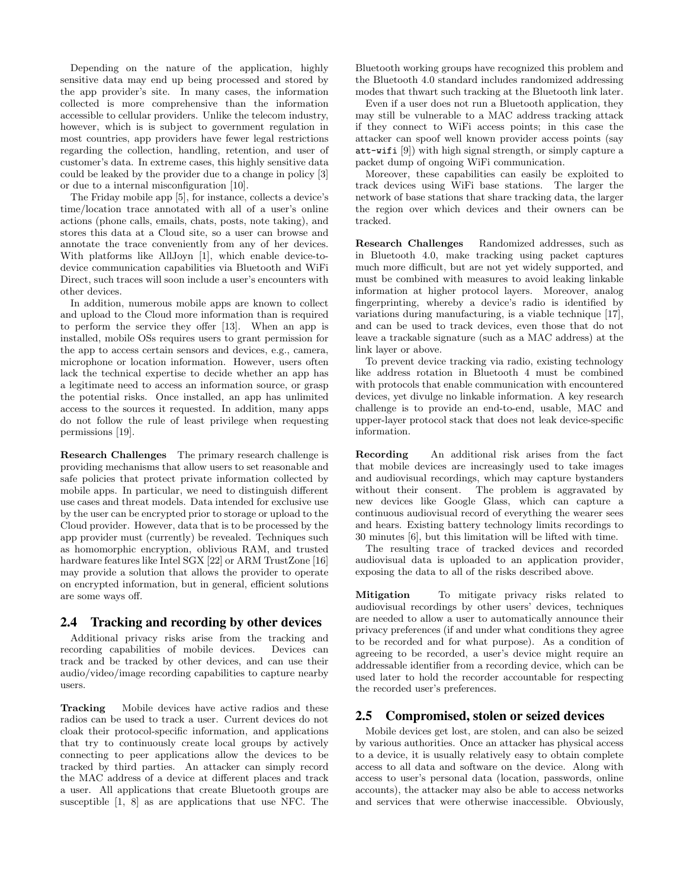Depending on the nature of the application, highly sensitive data may end up being processed and stored by the app provider's site. In many cases, the information collected is more comprehensive than the information accessible to cellular providers. Unlike the telecom industry, however, which is is subject to government regulation in most countries, app providers have fewer legal restrictions regarding the collection, handling, retention, and user of customer's data. In extreme cases, this highly sensitive data could be leaked by the provider due to a change in policy [3] or due to a internal misconfiguration [10].

The Friday mobile app [5], for instance, collects a device's time/location trace annotated with all of a user's online actions (phone calls, emails, chats, posts, note taking), and stores this data at a Cloud site, so a user can browse and annotate the trace conveniently from any of her devices. With platforms like AllJoyn [1], which enable device-to-device communication capabilities via Bluetooth and WiFi Direct, such traces will soon include a user's encounters with other devices.

In addition, numerous mobile apps are known to collect and upload to the Cloud more information than is required to perform the service they offer [13]. When an app is installed, mobile OSs requires users to grant permission for the app to access certain sensors and devices, e.g., camera, microphone or location information. However, users often lack the technical expertise to decide whether an app has a legitimate need to access an information source, or grasp the potential risks. Once installed, an app has unlimited access to the sources it requested. In addition, many apps do not follow the rule of least privilege when requesting permissions [19].

**Research Challenges** The primary research challenge is providing mechanisms that allow users to set reasonable and safe policies that protect private information collected by mobile apps. In particular, we need to distinguish different use cases and threat models. Data intended for exclusive use by the user can be encrypted prior to storage or upload to the Cloud provider. However, data that is to be processed by the app provider must (currently) be revealed. Techniques such as homomorphic encryption, oblivious RAM, and trusted hardware features like Intel SGX [22] or ARM TrustZone [16] may provide a solution that allows the provider to operate on encrypted information, but in general, efficient solutions are some ways off.

## 2.4 Tracking and recording by other devices

Additional privacy risks arise from the tracking and recording capabilities of mobile devices. Devices can track and be tracked by other devices, and can use their audio/video/image recording capabilities to capture nearby users.

**Tracking** Mobile devices have active radios and these radios can be used to track a user. Current devices do not cloak their protocol-specific information, and applications that try to continuously create local groups by actively connecting to peer applications allow the devices to be tracked by third parties. An attacker can simply record the MAC address of a device at different places and track a user. All applications that create Bluetooth groups are susceptible [1, 8] as are applications that use NFC. The Bluetooth working groups have recognized this problem and the Bluetooth 4.0 standard includes randomized addressing modes that thwart such tracking at the Bluetooth link later.

Even if a user does not run a Bluetooth application, they may still be vulnerable to a MAC address tracking attack if they connect to WiFi access points; in this case the attacker can spoof well known provider access points (say `att-wifi` [9]) with high signal strength, or simply capture a packet dump of ongoing WiFi communication.

Moreover, these capabilities can easily be exploited to track devices using WiFi base stations. The larger the network of base stations that share tracking data, the larger the region over which devices and their owners can be tracked.

**Research Challenges** Randomized addresses, such as in Bluetooth 4.0, make tracking using packet captures much more difficult, but are not yet widely supported, and must be combined with measures to avoid leaking linkable information at higher protocol layers. Moreover, analog fingerprinting, whereby a device's radio is identified by variations during manufacturing, is a viable technique [17], and can be used to track devices, even those that do not leave a trackable signature (such as a MAC address) at the link layer or above.

To prevent device tracking via radio, existing technology like address rotation in Bluetooth 4 must be combined with protocols that enable communication with encountered devices, yet divulge no linkable information. A key research challenge is to provide an end-to-end, usable, MAC and upper-layer protocol stack that does not leak device-specific information.

**Recording** An additional risk arises from the fact that mobile devices are increasingly used to take images and audiovisual recordings, which may capture bystanders without their consent. The problem is aggravated by new devices like Google Glass, which can capture a continuous audiovisual record of everything the wearer sees and hears. Existing battery technology limits recordings to 30 minutes [6], but this limitation will be lifted with time.

The resulting trace of tracked devices and recorded audiovisual data is uploaded to an application provider, exposing the data to all of the risks described above.

**Mitigation** To mitigate privacy risks related to audiovisual recordings by other users' devices, techniques are needed to allow a user to automatically announce their privacy preferences (if and under what conditions they agree to be recorded and for what purpose). As a condition of agreeing to be recorded, a user's device might require an addressable identifier from a recording device, which can be used later to hold the recorder accountable for respecting the recorded user's preferences.

## 2.5 Compromised, stolen or seized devices

Mobile devices get lost, are stolen, and can also be seized by various authorities. Once an attacker has physical access to a device, it is usually relatively easy to obtain complete access to all data and software on the device. Along with access to user's personal data (location, passwords, online accounts), the attacker may also be able to access networks and services that were otherwise inaccessible. Obviously,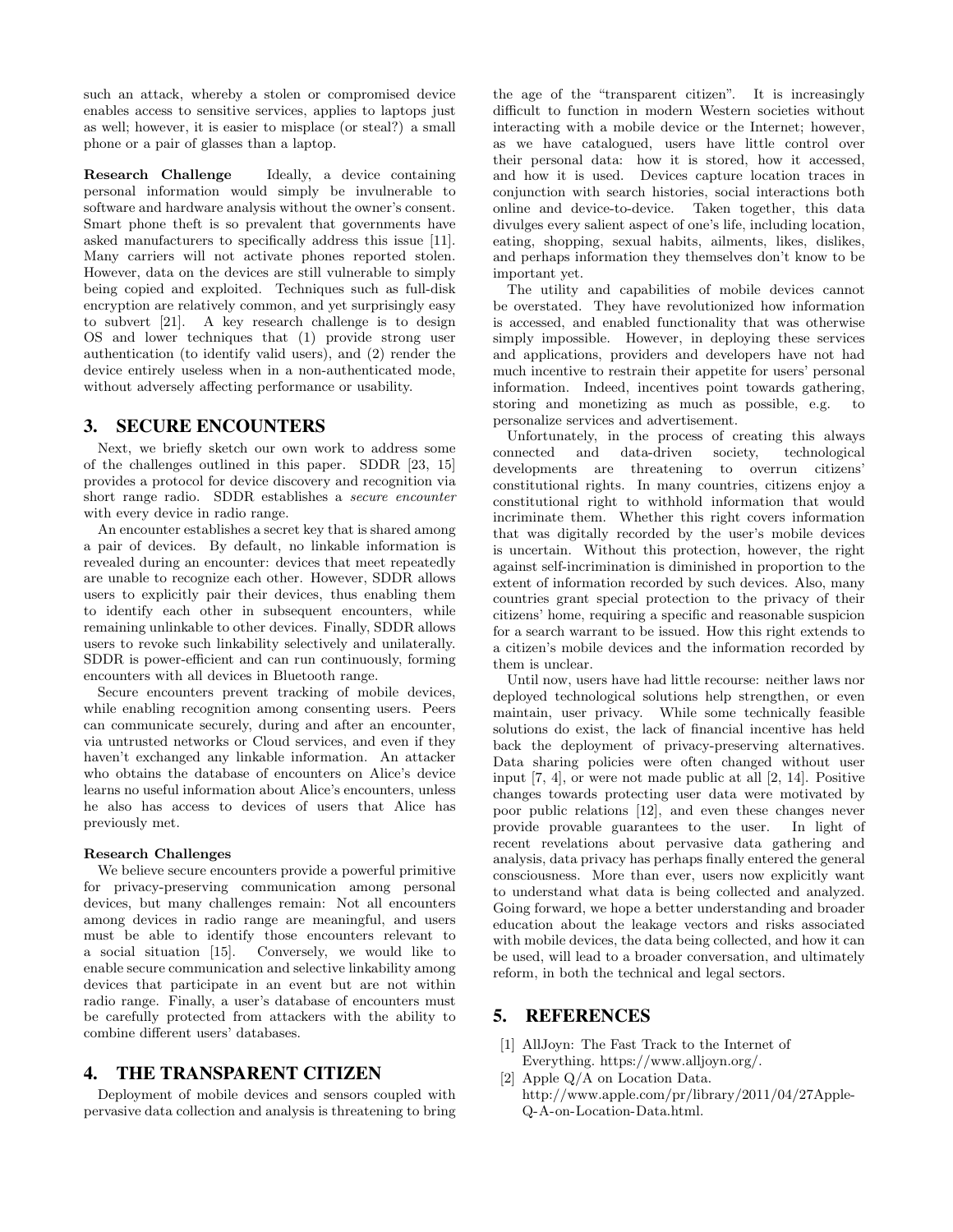such an attack, whereby a stolen or compromised device enables access to sensitive services, applies to laptops just as well; however, it is easier to misplace (or steal?) a small phone or a pair of glasses than a laptop.

**Research Challenge** Ideally, a device containing personal information would simply be invulnerable to software and hardware analysis without the owner's consent. Smart phone theft is so prevalent that governments have asked manufacturers to specifically address this issue [11]. Many carriers will not activate phones reported stolen. However, data on the devices are still vulnerable to simply being copied and exploited. Techniques such as full-disk encryption are relatively common, and yet surprisingly easy to subvert [21]. A key research challenge is to design OS and lower techniques that (1) provide strong user authentication (to identify valid users), and (2) render the device entirely useless when in a non-authenticated mode, without adversely affecting performance or usability.

## 3. SECURE ENCOUNTERS

Next, we briefly sketch our own work to address some of the challenges outlined in this paper. SDDR [23, 15] provides a protocol for device discovery and recognition via short range radio. SDDR establishes a *secure encounter* with every device in radio range.

An encounter establishes a secret key that is shared among a pair of devices. By default, no linkable information is revealed during an encounter: devices that meet repeatedly are unable to recognize each other. However, SDDR allows users to explicitly pair their devices, thus enabling them to identify each other in subsequent encounters, while remaining unlinkable to other devices. Finally, SDDR allows users to revoke such linkability selectively and unilaterally. SDDR is power-efficient and can run continuously, forming encounters with all devices in Bluetooth range.

Secure encounters prevent tracking of mobile devices, while enabling recognition among consenting users. Peers can communicate securely, during and after an encounter, via untrusted networks or Cloud services, and even if they haven't exchanged any linkable information. An attacker who obtains the database of encounters on Alice's device learns no useful information about Alice's encounters, unless he also has access to devices of users that Alice has previously met.

#### Research Challenges

We believe secure encounters provide a powerful primitive for privacy-preserving communication among personal devices, but many challenges remain: Not all encounters among devices in radio range are meaningful, and users must be able to identify those encounters relevant to a social situation [15]. Conversely, we would like to enable secure communication and selective linkability among devices that participate in an event but are not within radio range. Finally, a user's database of encounters must be carefully protected from attackers with the ability to combine different users' databases.

## 4. THE TRANSPARENT CITIZEN

Deployment of mobile devices and sensors coupled with pervasive data collection and analysis is threatening to bring the age of the "transparent citizen". It is increasingly difficult to function in modern Western societies without interacting with a mobile device or the Internet; however, as we have catalogued, users have little control over their personal data: how it is stored, how it accessed, and how it is used. Devices capture location traces in conjunction with search histories, social interactions both online and device-to-device. Taken together, this data divulges every salient aspect of one's life, including location, eating, shopping, sexual habits, ailments, likes, dislikes, and perhaps information they themselves don't know to be important yet.

The utility and capabilities of mobile devices cannot be overstated. They have revolutionized how information is accessed, and enabled functionality that was otherwise simply impossible. However, in deploying these services and applications, providers and developers have not had much incentive to restrain their appetite for users' personal information. Indeed, incentives point towards gathering, storing and monetizing as much as possible, e.g. to personalize services and advertisement.

Unfortunately, in the process of creating this always connected and data-driven society, technological developments are threatening to overrun citizens' constitutional rights. In many countries, citizens enjoy a constitutional right to withhold information that would incriminate them. Whether this right covers information that was digitally recorded by the user's mobile devices is uncertain. Without this protection, however, the right against self-incrimination is diminished in proportion to the extent of information recorded by such devices. Also, many countries grant special protection to the privacy of their citizens' home, requiring a specific and reasonable suspicion for a search warrant to be issued. How this right extends to a citizen's mobile devices and the information recorded by them is unclear.

Until now, users have had little recourse: neither laws nor deployed technological solutions help strengthen, or even maintain, user privacy. While some technically feasible solutions do exist, the lack of financial incentive has held back the deployment of privacy-preserving alternatives. Data sharing policies were often changed without user input [7, 4], or were not made public at all [2, 14]. Positive changes towards protecting user data were motivated by poor public relations [12], and even these changes never provide provable guarantees to the user. In light of recent revelations about pervasive data gathering and analysis, data privacy has perhaps finally entered the general consciousness. More than ever, users now explicitly want to understand what data is being collected and analyzed. Going forward, we hope a better understanding and broader education about the leakage vectors and risks associated with mobile devices, the data being collected, and how it can be used, will lead to a broader conversation, and ultimately reform, in both the technical and legal sectors.

## 5. REFERENCES

- [1] AllJoyn: The Fast Track to the Internet of Everything. https://www.alljoyn.org/.
- [2] Apple Q/A on Location Data. http://www.apple.com/pr/library/2011/04/27Apple-Q-A-on-Location-Data.html.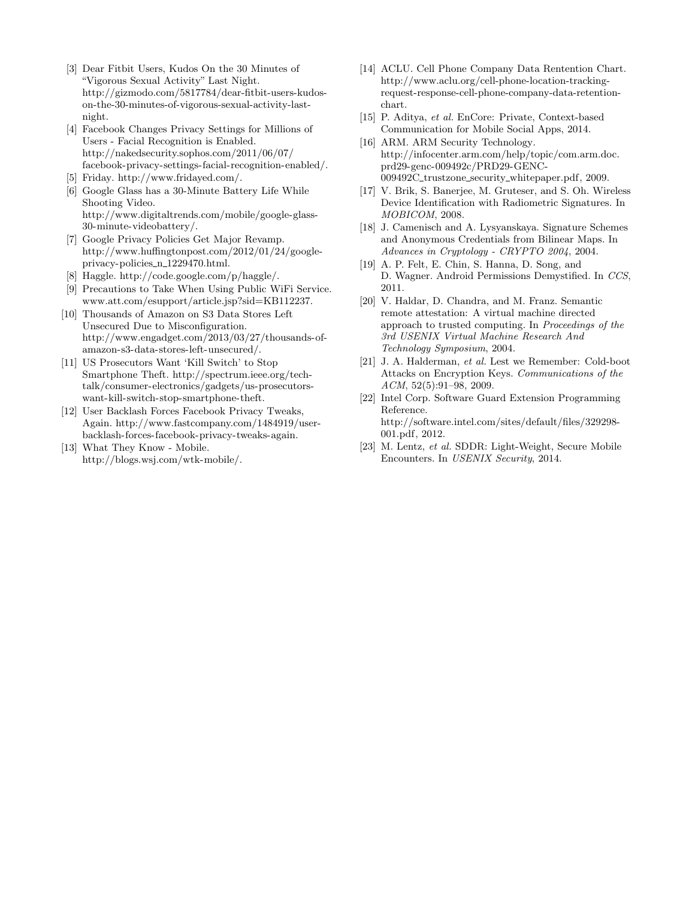[3] Dear Fitbit Users, Kudos On the 30 Minutes of "Vigorous Sexual Activity" Last Night. http://gizmodo.com/5817784/dear-fitbit-users-kudos-on-the-30-minutes-of-vigorous-sexual-activity-last-night.

[4] Facebook Changes Privacy Settings for Millions of Users - Facial Recognition is Enabled. http://nakedsecurity.sophos.com/2011/06/07/facebook-privacy-settings-facial-recognition-enabled/.

[5] Friday. http://www.fridayed.com/.

[6] Google Glass has a 30-Minute Battery Life While Shooting Video. http://www.digitaltrends.com/mobile/google-glass-30-minute-videobattery/.

[7] Google Privacy Policies Get Major Revamp. http://www.huffingtonpost.com/2012/01/24/google-privacy-policies_n_1229470.html.

[8] Haggle. http://code.google.com/p/haggle/.

[9] Precautions to Take When Using Public WiFi Service. www.att.com/esupport/article.jsp?sid=KB112237.

[10] Thousands of Amazon on S3 Data Stores Left Unsecured Due to Misconfiguration. http://www.engadget.com/2013/03/27/thousands-of-amazon-s3-data-stores-left-unsecured/.

[11] US Prosecutors Want 'Kill Switch' to Stop Smartphone Theft. http://spectrum.ieee.org/tech-talk/consumer-electronics/gadgets/us-prosecutors-want-kill-switch-stop-smartphone-theft.

[12] User Backlash Forces Facebook Privacy Tweaks, Again. http://www.fastcompany.com/1484919/user-backlash-forces-facebook-privacy-tweaks-again.

[13] What They Know - Mobile. http://blogs.wsj.com/wtk-mobile/.

[14] ACLU. Cell Phone Company Data Rentention Chart. http://www.aclu.org/cell-phone-location-tracking-request-response-cell-phone-company-data-retention-chart.

[15] P. Aditya, *et al.* EnCore: Private, Context-based Communication for Mobile Social Apps, 2014.

[16] ARM. ARM Security Technology. http://infocenter.arm.com/help/topic/com.arm.doc.prd29-genc-009492c/PRD29-GENC-009492C_trustzone_security_whitepaper.pdf, 2009.

[17] V. Brik, S. Banerjee, M. Gruteser, and S. Oh. Wireless Device Identification with Radiometric Signatures. In *MOBICOM*, 2008.

[18] J. Camenisch and A. Lysyanskaya. Signature Schemes and Anonymous Credentials from Bilinear Maps. In *Advances in Cryptology - CRYPTO 2004*, 2004.

[19] A. P. Felt, E. Chin, S. Hanna, D. Song, and D. Wagner. Android Permissions Demystified. In *CCS*, 2011.

[20] V. Haldar, D. Chandra, and M. Franz. Semantic remote attestation: A virtual machine directed approach to trusted computing. In *Proceedings of the 3rd USENIX Virtual Machine Research And Technology Symposium*, 2004.

[21] J. A. Halderman, *et al.* Lest we Remember: Cold-boot Attacks on Encryption Keys. *Communications of the ACM*, 52(5):91–98, 2009.

[22] Intel Corp. Software Guard Extension Programming Reference. http://software.intel.com/sites/default/files/329298-001.pdf, 2012.

[23] M. Lentz, *et al.* SDDR: Light-Weight, Secure Mobile Encounters. In *USENIX Security*, 2014.